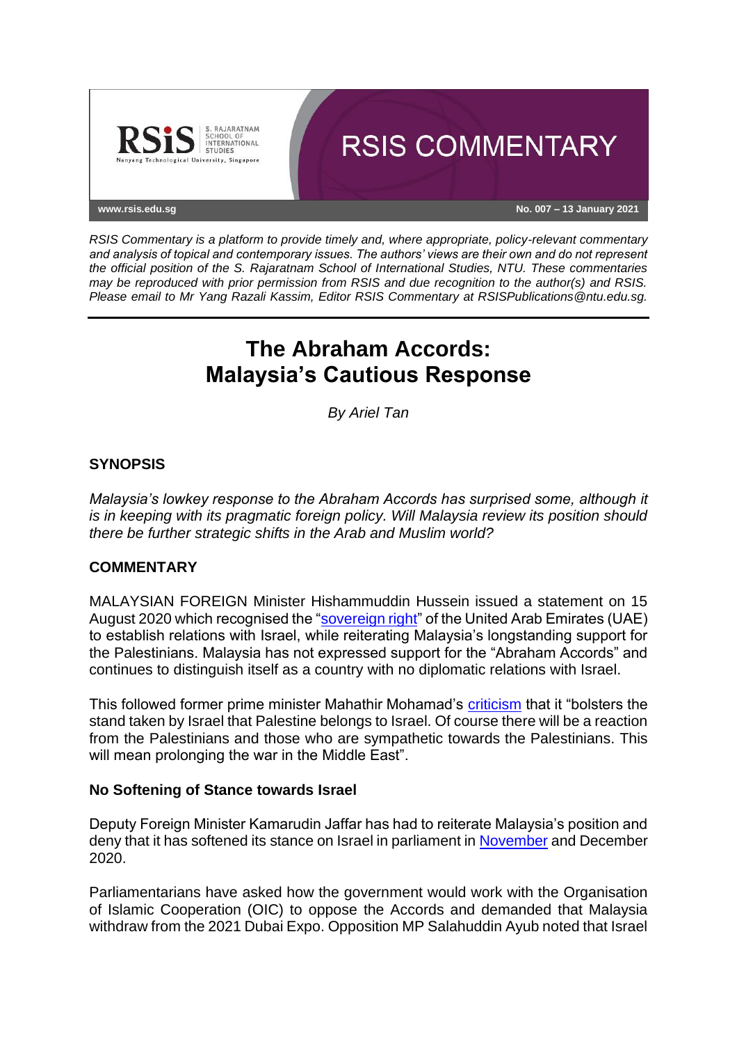RSIS COMMENTARY

www.rsis.edu.sg

No. 007 – 13 January 2021

*RSIS Commentary is a platform to provide timely and, where appropriate, policy-relevant commentary and analysis of topical and contemporary issues. The authors' views are their own and do not represent the official position of the S. Rajaratnam School of International Studies, NTU. These commentaries may be reproduced with prior permission from RSIS and due recognition to the author(s) and RSIS. Please email to Mr Yang Razali Kassim, Editor RSIS Commentary at RSISPublications@ntu.edu.sg.*

# The Abraham Accords: Malaysia's Cautious Response

*By Ariel Tan*

## SYNOPSIS

*Malaysia's lowkey response to the Abraham Accords has surprised some, although it is in keeping with its pragmatic foreign policy. Will Malaysia review its position should there be further strategic shifts in the Arab and Muslim world?*

## COMMENTARY

MALAYSIAN FOREIGN Minister Hishammuddin Hussein issued a statement on 15 August 2020 which recognised the "sovereign right" of the United Arab Emirates (UAE) to establish relations with Israel, while reiterating Malaysia's longstanding support for the Palestinians. Malaysia has not expressed support for the "Abraham Accords" and continues to distinguish itself as a country with no diplomatic relations with Israel.

This followed former prime minister Mahathir Mohamad's criticism that it "bolsters the stand taken by Israel that Palestine belongs to Israel. Of course there will be a reaction from the Palestinians and those who are sympathetic towards the Palestinians. This will mean prolonging the war in the Middle East".

### No Softening of Stance towards Israel

Deputy Foreign Minister Kamarudin Jaffar has had to reiterate Malaysia's position and deny that it has softened its stance on Israel in parliament in November and December 2020.

Parliamentarians have asked how the government would work with the Organisation of Islamic Cooperation (OIC) to oppose the Accords and demanded that Malaysia withdraw from the 2021 Dubai Expo. Opposition MP Salahuddin Ayub noted that Israel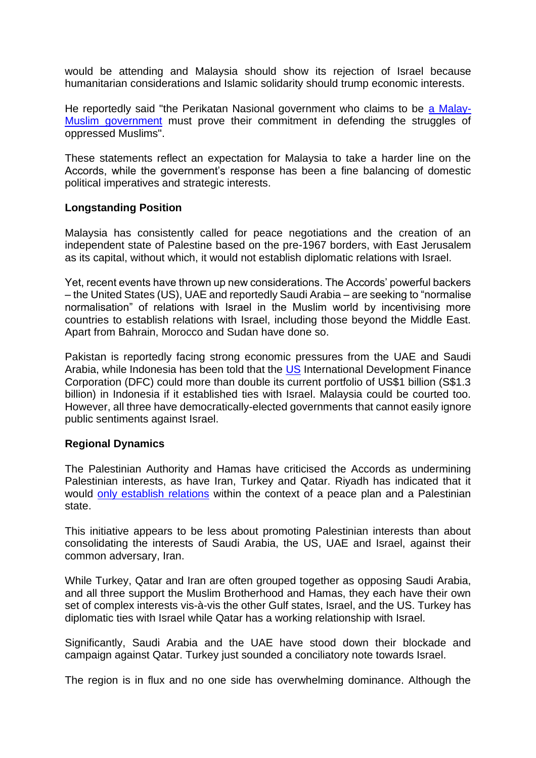would be attending and Malaysia should show its rejection of Israel because humanitarian considerations and Islamic solidarity should trump economic interests.

He reportedly said "the Perikatan Nasional government who claims to be a Malay-Muslim government must prove their commitment in defending the struggles of oppressed Muslims".

These statements reflect an expectation for Malaysia to take a harder line on the Accords, while the government's response has been a fine balancing of domestic political imperatives and strategic interests.

**Longstanding Position**

Malaysia has consistently called for peace negotiations and the creation of an independent state of Palestine based on the pre-1967 borders, with East Jerusalem as its capital, without which, it would not establish diplomatic relations with Israel.

Yet, recent events have thrown up new considerations. The Accords' powerful backers – the United States (US), UAE and reportedly Saudi Arabia – are seeking to "normalise normalisation" of relations with Israel in the Muslim world by incentivising more countries to establish relations with Israel, including those beyond the Middle East. Apart from Bahrain, Morocco and Sudan have done so.

Pakistan is reportedly facing strong economic pressures from the UAE and Saudi Arabia, while Indonesia has been told that the US International Development Finance Corporation (DFC) could more than double its current portfolio of US$1 billion (S$1.3 billion) in Indonesia if it established ties with Israel. Malaysia could be courted too. However, all three have democratically-elected governments that cannot easily ignore public sentiments against Israel.

**Regional Dynamics**

The Palestinian Authority and Hamas have criticised the Accords as undermining Palestinian interests, as have Iran, Turkey and Qatar. Riyadh has indicated that it would only establish relations within the context of a peace plan and a Palestinian state.

This initiative appears to be less about promoting Palestinian interests than about consolidating the interests of Saudi Arabia, the US, UAE and Israel, against their common adversary, Iran.

While Turkey, Qatar and Iran are often grouped together as opposing Saudi Arabia, and all three support the Muslim Brotherhood and Hamas, they each have their own set of complex interests vis-à-vis the other Gulf states, Israel, and the US. Turkey has diplomatic ties with Israel while Qatar has a working relationship with Israel.

Significantly, Saudi Arabia and the UAE have stood down their blockade and campaign against Qatar. Turkey just sounded a conciliatory note towards Israel.

The region is in flux and no one side has overwhelming dominance. Although the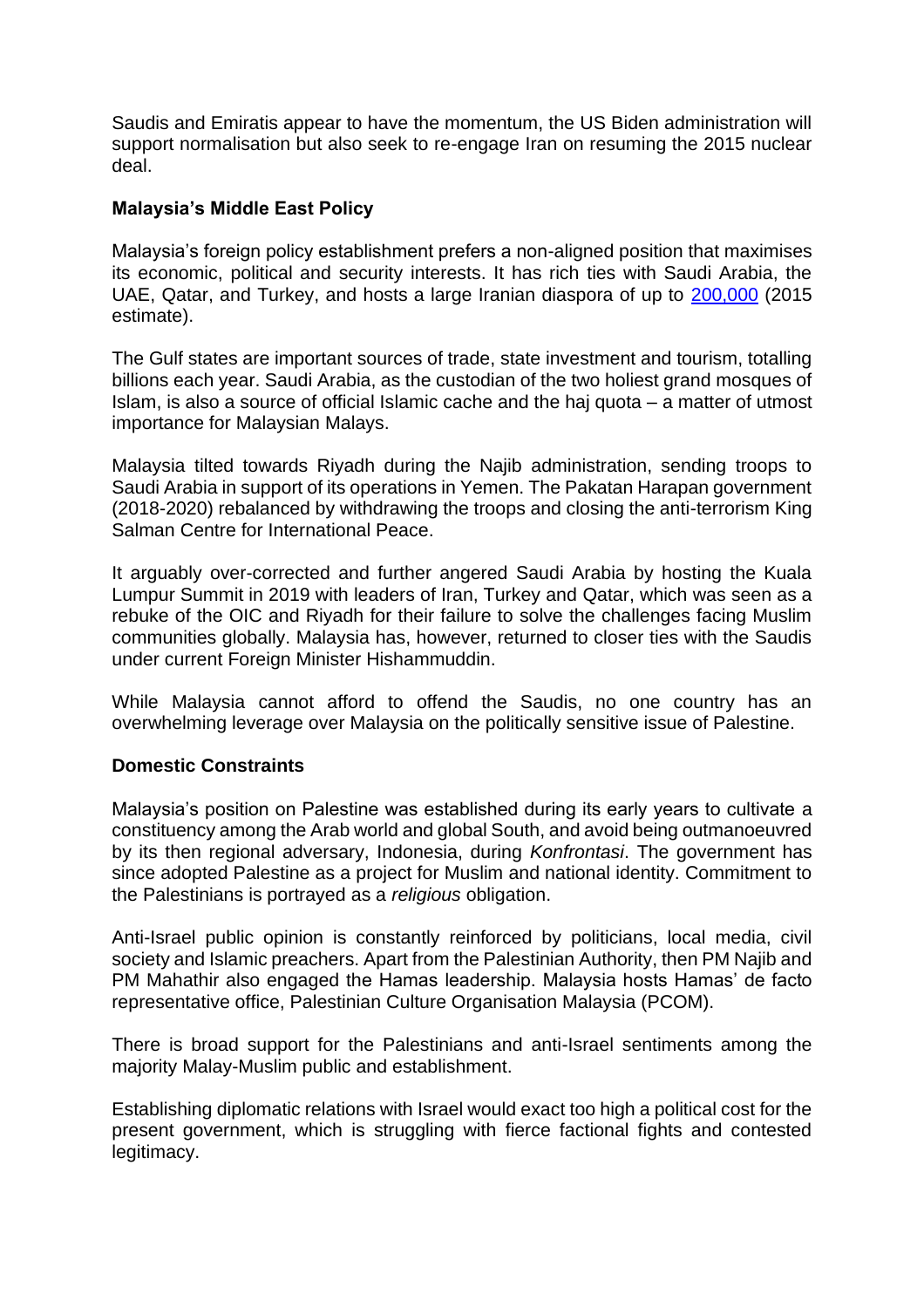Saudis and Emiratis appear to have the momentum, the US Biden administration will support normalisation but also seek to re-engage Iran on resuming the 2015 nuclear deal.

**Malaysia's Middle East Policy**

Malaysia's foreign policy establishment prefers a non-aligned position that maximises its economic, political and security interests. It has rich ties with Saudi Arabia, the UAE, Qatar, and Turkey, and hosts a large Iranian diaspora of up to 200,000 (2015 estimate).

The Gulf states are important sources of trade, state investment and tourism, totalling billions each year. Saudi Arabia, as the custodian of the two holiest grand mosques of Islam, is also a source of official Islamic cache and the haj quota – a matter of utmost importance for Malaysian Malays.

Malaysia tilted towards Riyadh during the Najib administration, sending troops to Saudi Arabia in support of its operations in Yemen. The Pakatan Harapan government (2018-2020) rebalanced by withdrawing the troops and closing the anti-terrorism King Salman Centre for International Peace.

It arguably over-corrected and further angered Saudi Arabia by hosting the Kuala Lumpur Summit in 2019 with leaders of Iran, Turkey and Qatar, which was seen as a rebuke of the OIC and Riyadh for their failure to solve the challenges facing Muslim communities globally. Malaysia has, however, returned to closer ties with the Saudis under current Foreign Minister Hishammuddin.

While Malaysia cannot afford to offend the Saudis, no one country has an overwhelming leverage over Malaysia on the politically sensitive issue of Palestine.

**Domestic Constraints**

Malaysia's position on Palestine was established during its early years to cultivate a constituency among the Arab world and global South, and avoid being outmanoeuvred by its then regional adversary, Indonesia, during *Konfrontasi*. The government has since adopted Palestine as a project for Muslim and national identity. Commitment to the Palestinians is portrayed as a *religious* obligation.

Anti-Israel public opinion is constantly reinforced by politicians, local media, civil society and Islamic preachers. Apart from the Palestinian Authority, then PM Najib and PM Mahathir also engaged the Hamas leadership. Malaysia hosts Hamas' de facto representative office, Palestinian Culture Organisation Malaysia (PCOM).

There is broad support for the Palestinians and anti-Israel sentiments among the majority Malay-Muslim public and establishment.

Establishing diplomatic relations with Israel would exact too high a political cost for the present government, which is struggling with fierce factional fights and contested legitimacy.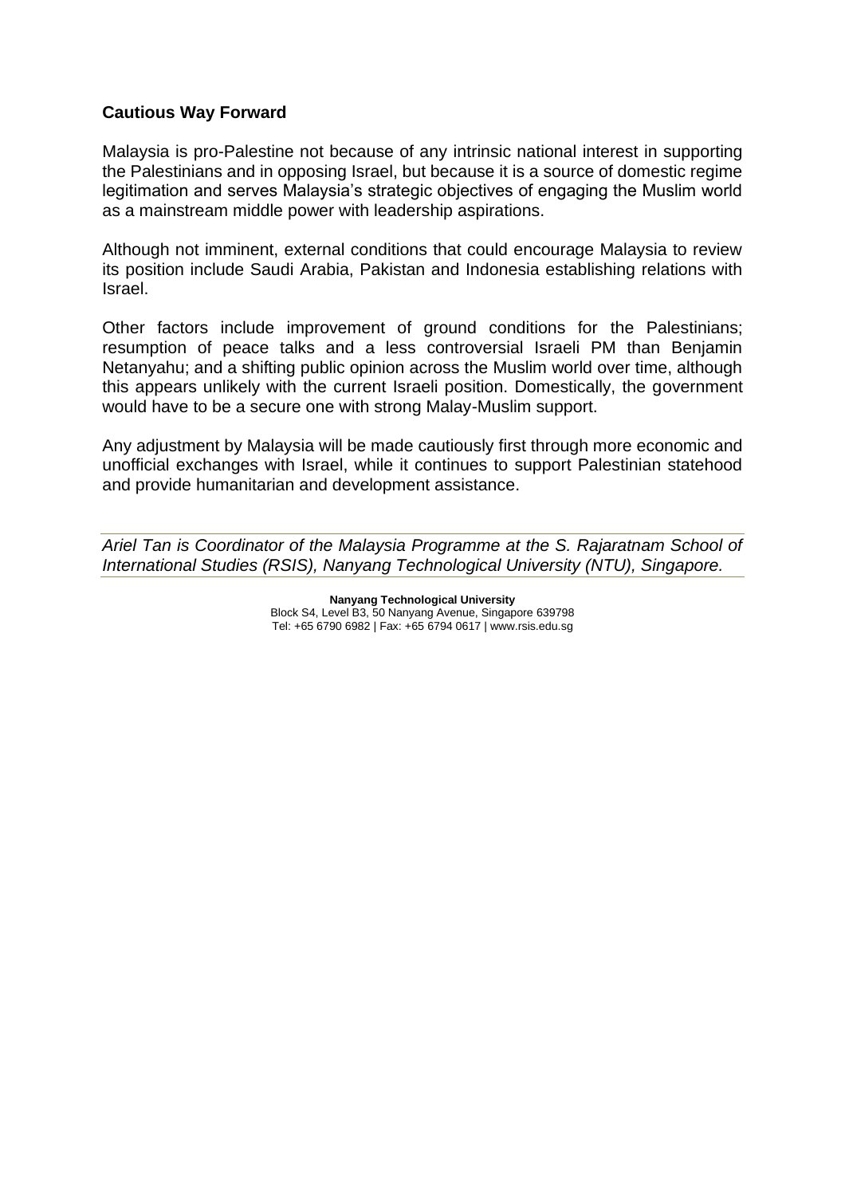**Cautious Way Forward**

Malaysia is pro-Palestine not because of any intrinsic national interest in supporting the Palestinians and in opposing Israel, but because it is a source of domestic regime legitimation and serves Malaysia's strategic objectives of engaging the Muslim world as a mainstream middle power with leadership aspirations.

Although not imminent, external conditions that could encourage Malaysia to review its position include Saudi Arabia, Pakistan and Indonesia establishing relations with Israel.

Other factors include improvement of ground conditions for the Palestinians; resumption of peace talks and a less controversial Israeli PM than Benjamin Netanyahu; and a shifting public opinion across the Muslim world over time, although this appears unlikely with the current Israeli position. Domestically, the government would have to be a secure one with strong Malay-Muslim support.

Any adjustment by Malaysia will be made cautiously first through more economic and unofficial exchanges with Israel, while it continues to support Palestinian statehood and provide humanitarian and development assistance.

*Ariel Tan is Coordinator of the Malaysia Programme at the S. Rajaratnam School of International Studies (RSIS), Nanyang Technological University (NTU), Singapore.*

**Nanyang Technological University**
Block S4, Level B3, 50 Nanyang Avenue, Singapore 639798
Tel: +65 6790 6982 | Fax: +65 6794 0617 | www.rsis.edu.sg